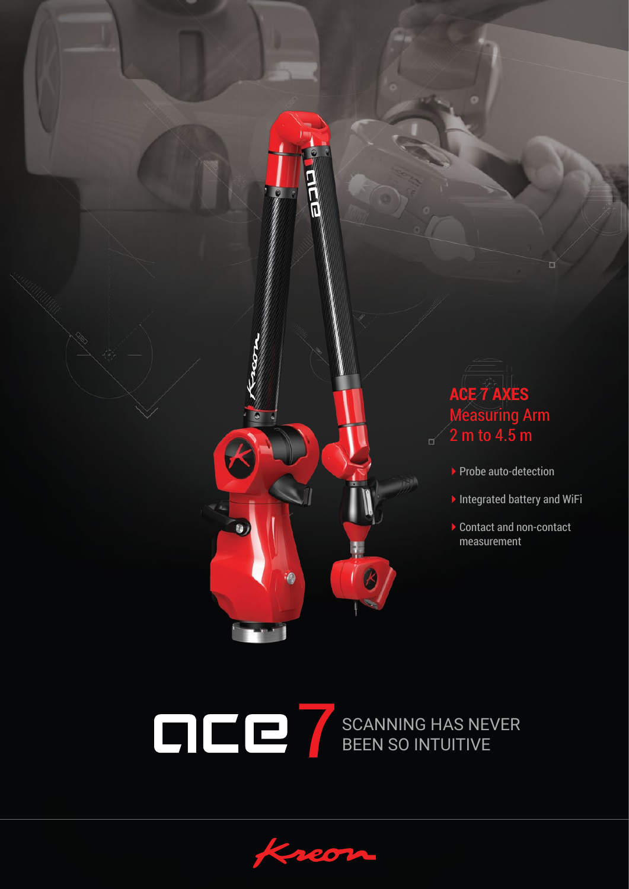## ACE 7 AXES
Measuring Arm
2 m to 4.5 m

- Probe auto-detection
- Integrated battery and WiFi
- Contact and non-contact measurement

# ace 7

SCANNING HAS NEVER BEEN SO INTUITIVE

Kreon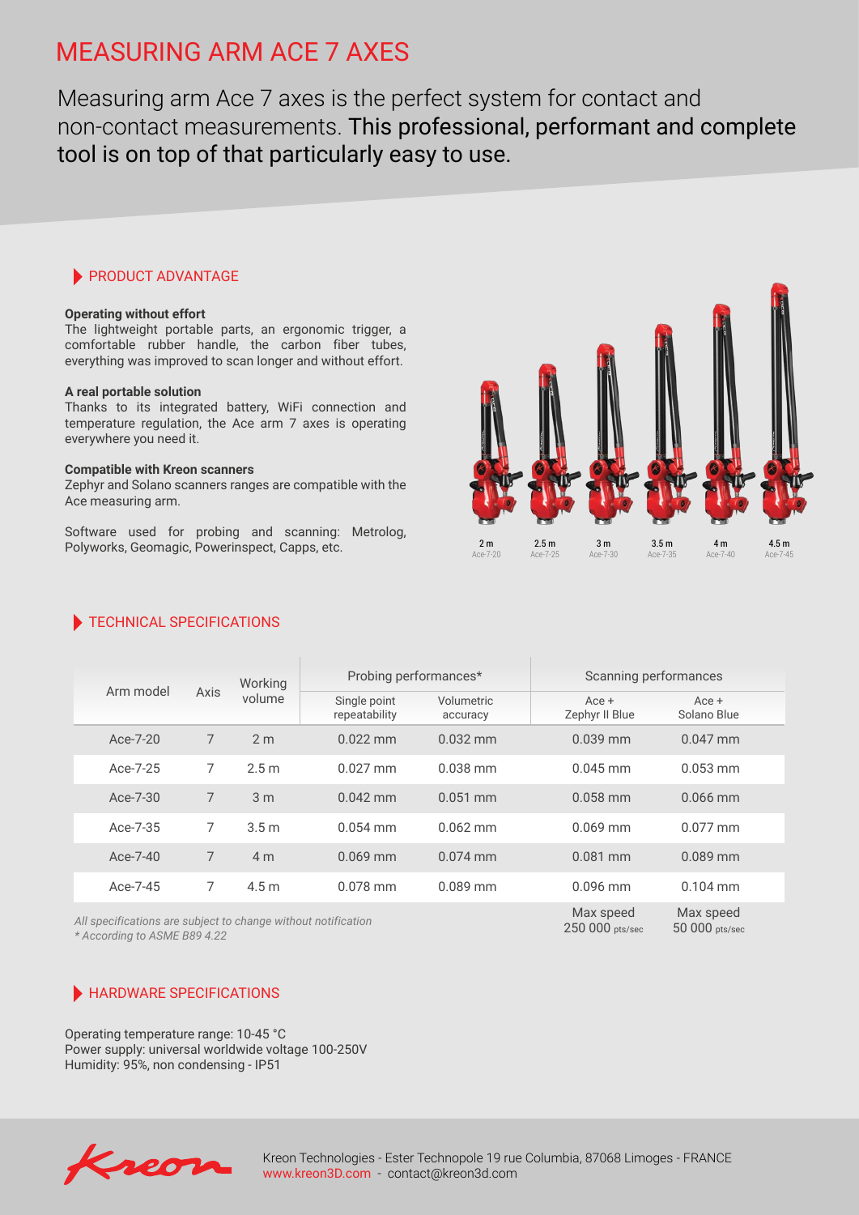# MEASURING ARM ACE 7 AXES

Measuring arm Ace 7 axes is the perfect system for contact and non-contact measurements. This professional, performant and complete tool is on top of that particularly easy to use.

## PRODUCT ADVANTAGE

**Operating without effort**
The lightweight portable parts, an ergonomic trigger, a comfortable rubber handle, the carbon fiber tubes, everything was improved to scan longer and without effort.

**A real portable solution**
Thanks to its integrated battery, WiFi connection and temperature regulation, the Ace arm 7 axes is operating everywhere you need it.

**Compatible with Kreon scanners**
Zephyr and Solano scanners ranges are compatible with the Ace measuring arm.

Software used for probing and scanning: Metrolog, Polyworks, Geomagic, Powerinspect, Capps, etc.

2 m
Ace-7-20
2.5 m
Ace-7-25
3 m
Ace-7-30
3.5 m
Ace-7-35
4 m
Ace-7-40
4.5 m
Ace-7-45

## TECHNICAL SPECIFICATIONS

| Arm model | Axis | Working volume | Probing performances* | | Scanning performances | |
|---|---|---|---|---|---|---|
| | | | Single point repeatability | Volumetric accuracy | Ace + Zephyr II Blue | Ace + Solano Blue |
| Ace-7-20 | 7 | 2 m | 0.022 mm | 0.032 mm | 0.039 mm | 0.047 mm |
| Ace-7-25 | 7 | 2.5 m | 0.027 mm | 0.038 mm | 0.045 mm | 0.053 mm |
| Ace-7-30 | 7 | 3 m | 0.042 mm | 0.051 mm | 0.058 mm | 0.066 mm |
| Ace-7-35 | 7 | 3.5 m | 0.054 mm | 0.062 mm | 0.069 mm | 0.077 mm |
| Ace-7-40 | 7 | 4 m | 0.069 mm | 0.074 mm | 0.081 mm | 0.089 mm |
| Ace-7-45 | 7 | 4.5 m | 0.078 mm | 0.089 mm | 0.096 mm | 0.104 mm |
| | | | | | Max speed 250 000 pts/sec | Max speed 50 000 pts/sec |

*All specifications are subject to change without notification*
*\* According to ASME B89 4.22*

## HARDWARE SPECIFICATIONS

Operating temperature range: 10-45 °C
Power supply: universal worldwide voltage 100-250V
Humidity: 95%, non condensing - IP51

Kreon

Kreon Technologies - Ester Technopole 19 rue Columbia, 87068 Limoges - FRANCE
www.kreon3D.com - contact@kreon3d.com